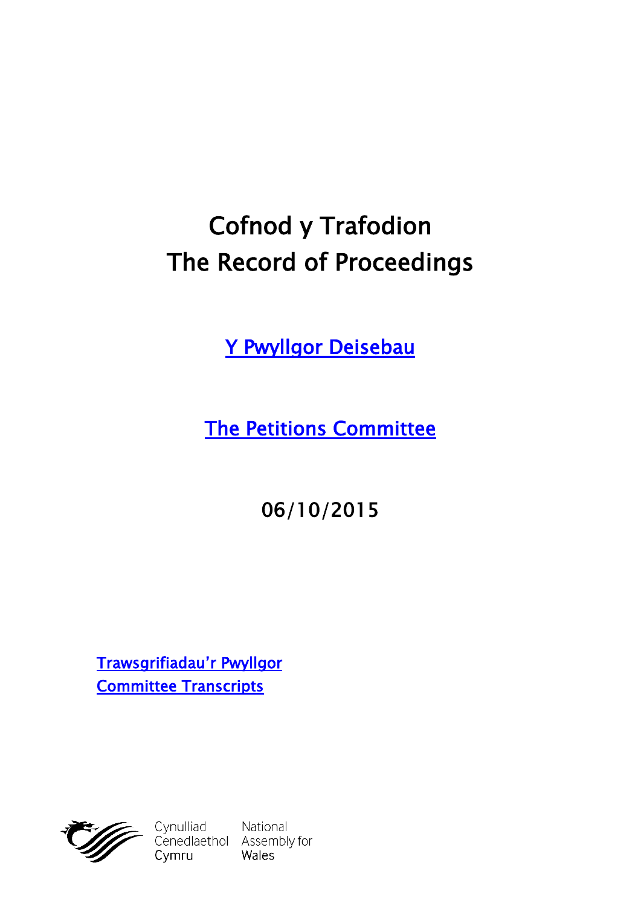# Cofnod y Trafodion
# The Record of Proceedings

[Y Pwyllgor Deisebau]

[The Petitions Committee]

06/10/2015

[Trawsgrifiadau'r Pwyllgor]
[Committee Transcripts]

Cynulliad Cenedlaethol Cymru
National Assembly for Wales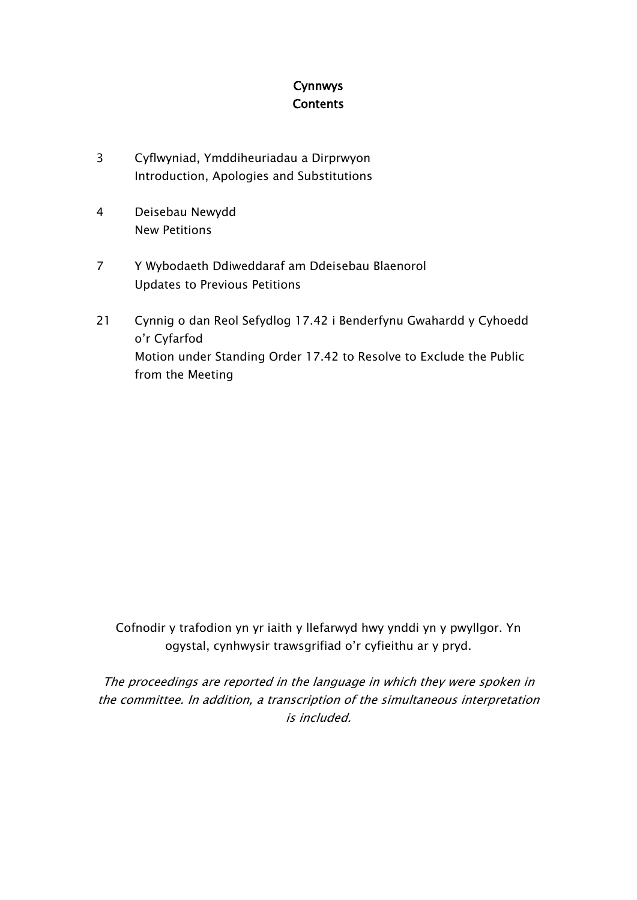# Cynnwys
# Contents

3 Cyflwyniad, Ymddiheuriadau a Dirprwyon
Introduction, Apologies and Substitutions

4 Deisebau Newydd
New Petitions

7 Y Wybodaeth Ddiweddaraf am Ddeisebau Blaenorol
Updates to Previous Petitions

21 Cynnig o dan Reol Sefydlog 17.42 i Benderfynu Gwahardd y Cyhoedd o'r Cyfarfod
Motion under Standing Order 17.42 to Resolve to Exclude the Public from the Meeting

Cofnodir y trafodion yn yr iaith y llefarwyd hwy ynddi yn y pwyllgor. Yn ogystal, cynhwysir trawsgrifiad o'r cyfieithu ar y pryd.

*The proceedings are reported in the language in which they were spoken in the committee. In addition, a transcription of the simultaneous interpretation is included.*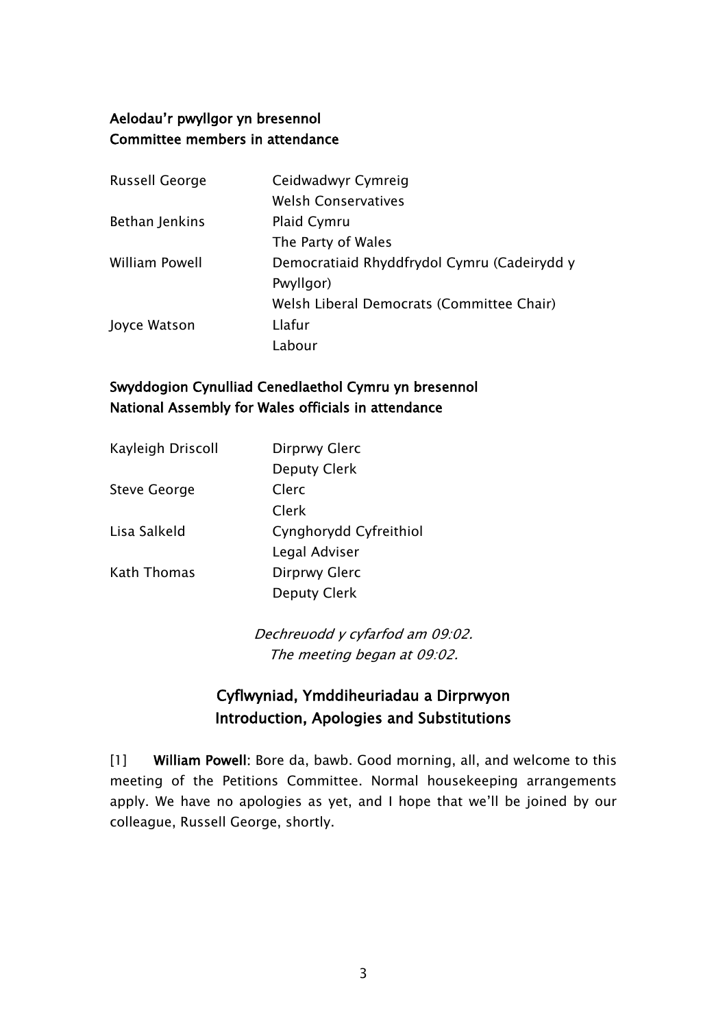**Aelodau'r pwyllgor yn bresennol**
**Committee members in attendance**

| | |
|---|---|
| Russell George | Ceidwadwyr Cymreig<br>Welsh Conservatives |
| Bethan Jenkins | Plaid Cymru<br>The Party of Wales |
| William Powell | Democratiaid Rhyddfrydol Cymru (Cadeirydd y Pwyllgor)<br>Welsh Liberal Democrats (Committee Chair) |
| Joyce Watson | Llafur<br>Labour |

**Swyddogion Cynulliad Cenedlaethol Cymru yn bresennol**
**National Assembly for Wales officials in attendance**

| | |
|---|---|
| Kayleigh Driscoll | Dirprwy Glerc<br>Deputy Clerk |
| Steve George | Clerc<br>Clerk |
| Lisa Salkeld | Cynghorydd Cyfreithiol<br>Legal Adviser |
| Kath Thomas | Dirprwy Glerc<br>Deputy Clerk |

*Dechreuodd y cyfarfod am 09:02.*
*The meeting began at 09:02.*

## Cyflwyniad, Ymddiheuriadau a Dirprwyon
## Introduction, Apologies and Substitutions

[1] **William Powell**: Bore da, bawb. Good morning, all, and welcome to this meeting of the Petitions Committee. Normal housekeeping arrangements apply. We have no apologies as yet, and I hope that we'll be joined by our colleague, Russell George, shortly.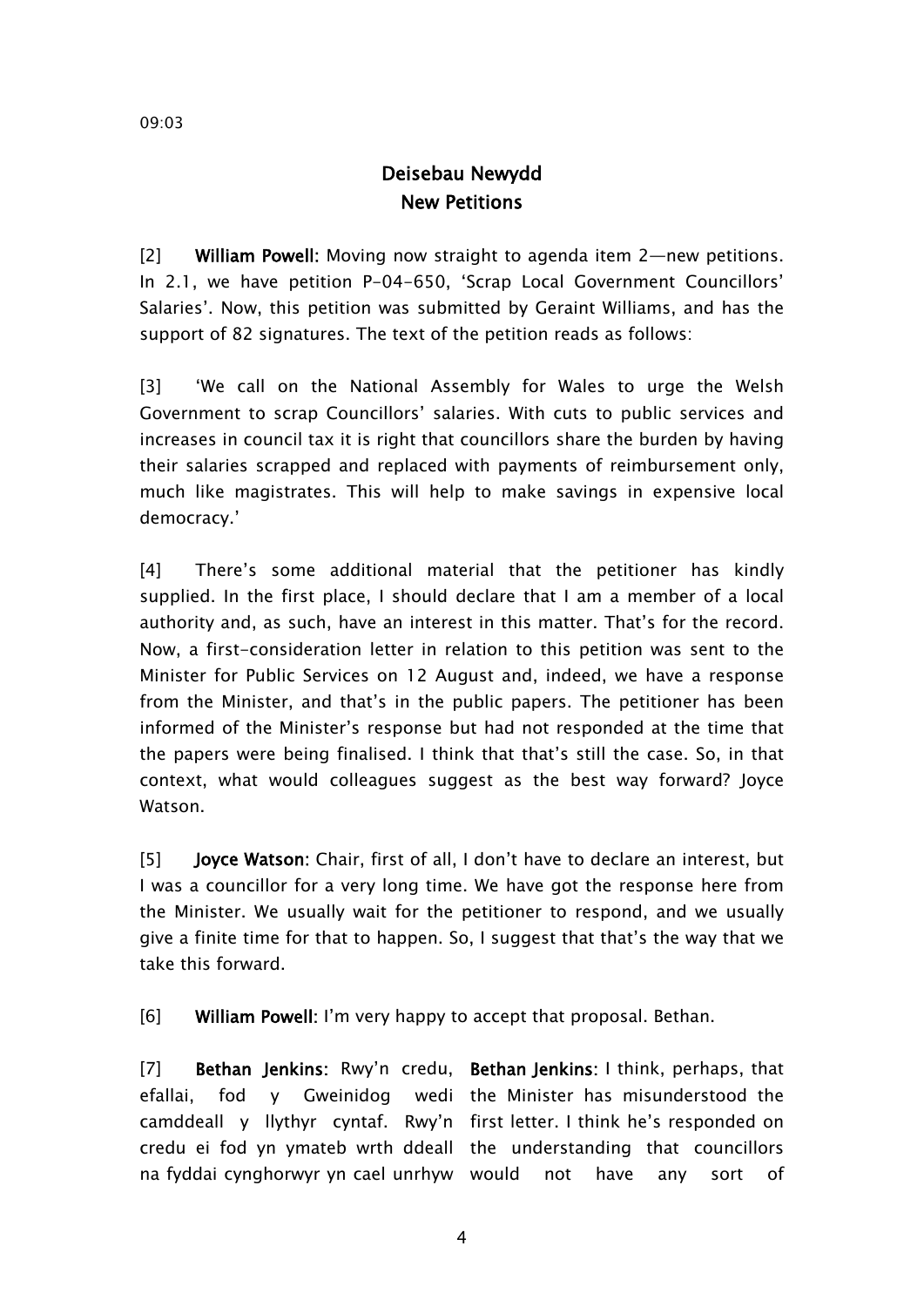09:03

## Deisebau Newydd
## New Petitions

[2] **William Powell:** Moving now straight to agenda item 2—new petitions. In 2.1, we have petition P-04-650, 'Scrap Local Government Councillors' Salaries'. Now, this petition was submitted by Geraint Williams, and has the support of 82 signatures. The text of the petition reads as follows:

[3] 'We call on the National Assembly for Wales to urge the Welsh Government to scrap Councillors' salaries. With cuts to public services and increases in council tax it is right that councillors share the burden by having their salaries scrapped and replaced with payments of reimbursement only, much like magistrates. This will help to make savings in expensive local democracy.'

[4] There's some additional material that the petitioner has kindly supplied. In the first place, I should declare that I am a member of a local authority and, as such, have an interest in this matter. That's for the record. Now, a first-consideration letter in relation to this petition was sent to the Minister for Public Services on 12 August and, indeed, we have a response from the Minister, and that's in the public papers. The petitioner has been informed of the Minister's response but had not responded at the time that the papers were being finalised. I think that that's still the case. So, in that context, what would colleagues suggest as the best way forward? Joyce Watson.

[5] **Joyce Watson:** Chair, first of all, I don't have to declare an interest, but I was a councillor for a very long time. We have got the response here from the Minister. We usually wait for the petitioner to respond, and we usually give a finite time for that to happen. So, I suggest that that's the way that we take this forward.

[6] **William Powell:** I'm very happy to accept that proposal. Bethan.

[7] **Bethan Jenkins:** Rwy'n credu, efallai, fod y Gweinidog wedi camddeall y llythyr cyntaf. Rwy'n credu ei fod yn ymateb wrth ddeall na fyddai cynghorwyr yn cael unrhyw

**Bethan Jenkins:** I think, perhaps, that the Minister has misunderstood the first letter. I think he's responded on the understanding that councillors would not have any sort of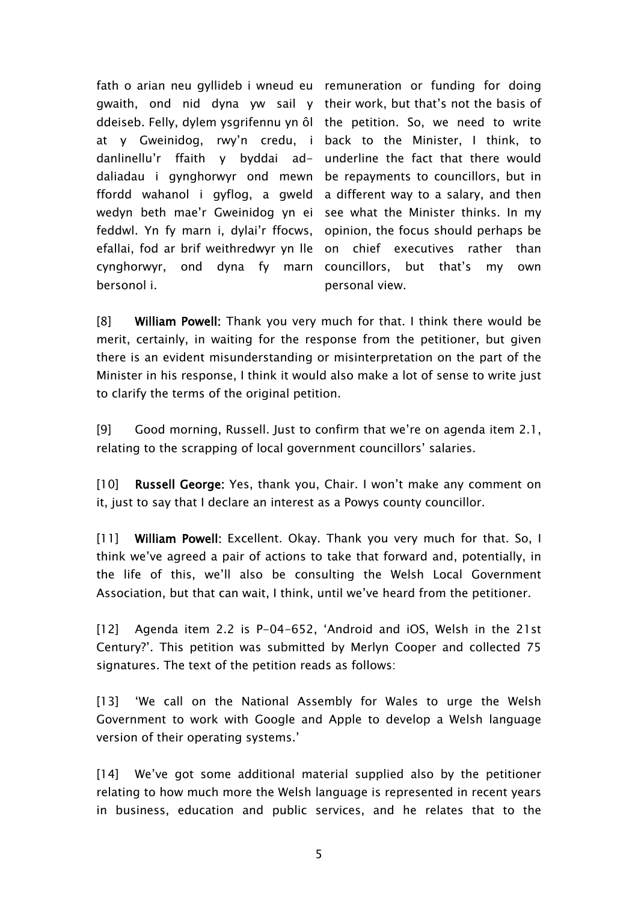| | |
|---|---|
| fath o arian neu gyllideb i wneud eu gwaith, ond nid dyna yw sail y ddeiseb. Felly, dylem ysgrifennu yn ôl at y Gweinidog, rwy'n credu, i danlinellu'r ffaith y byddai ad-daliadau i gynghorwyr ond mewn ffordd wahanol i gyflog, a gweld wedyn beth mae'r Gweinidog yn ei feddwl. Yn fy marn i, dylai'r ffocws, efallai, fod ar brif weithredwyr yn lle cynghorwyr, ond dyna fy marn bersonol i. | remuneration or funding for doing their work, but that's not the basis of the petition. So, we need to write back to the Minister, I think, to underline the fact that there would be repayments to councillors, but in a different way to a salary, and then see what the Minister thinks. In my opinion, the focus should perhaps be on chief executives rather than councillors, but that's my own personal view. |

[8] **William Powell:** Thank you very much for that. I think there would be merit, certainly, in waiting for the response from the petitioner, but given there is an evident misunderstanding or misinterpretation on the part of the Minister in his response, I think it would also make a lot of sense to write just to clarify the terms of the original petition.

[9] Good morning, Russell. Just to confirm that we're on agenda item 2.1, relating to the scrapping of local government councillors' salaries.

[10] **Russell George:** Yes, thank you, Chair. I won't make any comment on it, just to say that I declare an interest as a Powys county councillor.

[11] **William Powell:** Excellent. Okay. Thank you very much for that. So, I think we've agreed a pair of actions to take that forward and, potentially, in the life of this, we'll also be consulting the Welsh Local Government Association, but that can wait, I think, until we've heard from the petitioner.

[12] Agenda item 2.2 is P-04-652, 'Android and iOS, Welsh in the 21st Century?'. This petition was submitted by Merlyn Cooper and collected 75 signatures. The text of the petition reads as follows:

[13] 'We call on the National Assembly for Wales to urge the Welsh Government to work with Google and Apple to develop a Welsh language version of their operating systems.'

[14] We've got some additional material supplied also by the petitioner relating to how much more the Welsh language is represented in recent years in business, education and public services, and he relates that to the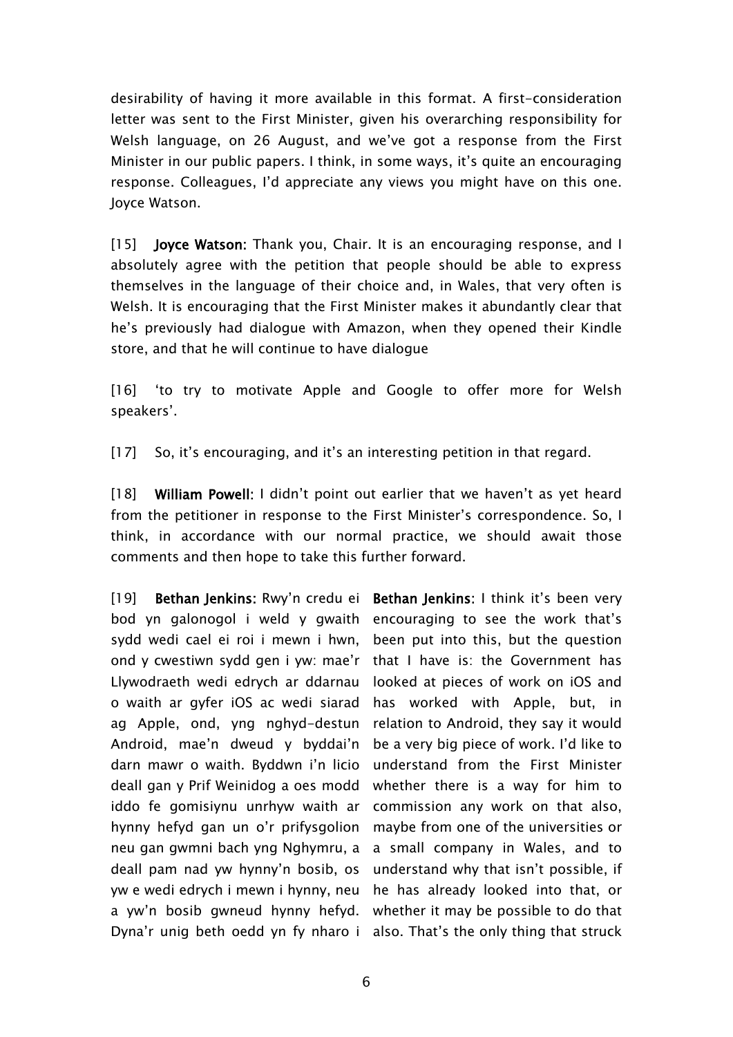desirability of having it more available in this format. A first-consideration letter was sent to the First Minister, given his overarching responsibility for Welsh language, on 26 August, and we've got a response from the First Minister in our public papers. I think, in some ways, it's quite an encouraging response. Colleagues, I'd appreciate any views you might have on this one. Joyce Watson.

[15] **Joyce Watson:** Thank you, Chair. It is an encouraging response, and I absolutely agree with the petition that people should be able to express themselves in the language of their choice and, in Wales, that very often is Welsh. It is encouraging that the First Minister makes it abundantly clear that he's previously had dialogue with Amazon, when they opened their Kindle store, and that he will continue to have dialogue

[16] 'to try to motivate Apple and Google to offer more for Welsh speakers'.

[17] So, it's encouraging, and it's an interesting petition in that regard.

[18] **William Powell:** I didn't point out earlier that we haven't as yet heard from the petitioner in response to the First Minister's correspondence. So, I think, in accordance with our normal practice, we should await those comments and then hope to take this further forward.

[19] **Bethan Jenkins:** Rwy'n credu ei bod yn galonogol i weld y gwaith sydd wedi cael ei roi i mewn i hwn, ond y cwestiwn sydd gen i yw: mae'r Llywodraeth wedi edrych ar ddarnau o waith ar gyfer iOS ac wedi siarad ag Apple, ond, yng nghyd-destun Android, mae'n dweud y byddai'n darn mawr o waith. Byddwn i'n licio deall gan y Prif Weinidog a oes modd iddo fe gomisiynu unrhyw waith ar hynny hefyd gan un o'r prifysgolion neu gan gwmni bach yng Nghymru, a deall pam nad yw hynny'n bosib, os yw e wedi edrych i mewn i hynny, neu a yw'n bosib gwneud hynny hefyd. Dyna'r unig beth oedd yn fy nharo i

**Bethan Jenkins:** I think it's been very encouraging to see the work that's been put into this, but the question that I have is: the Government has looked at pieces of work on iOS and has worked with Apple, but, in relation to Android, they say it would be a very big piece of work. I'd like to understand from the First Minister whether there is a way for him to commission any work on that also, maybe from one of the universities or a small company in Wales, and to understand why that isn't possible, if he has already looked into that, or whether it may be possible to do that also. That's the only thing that struck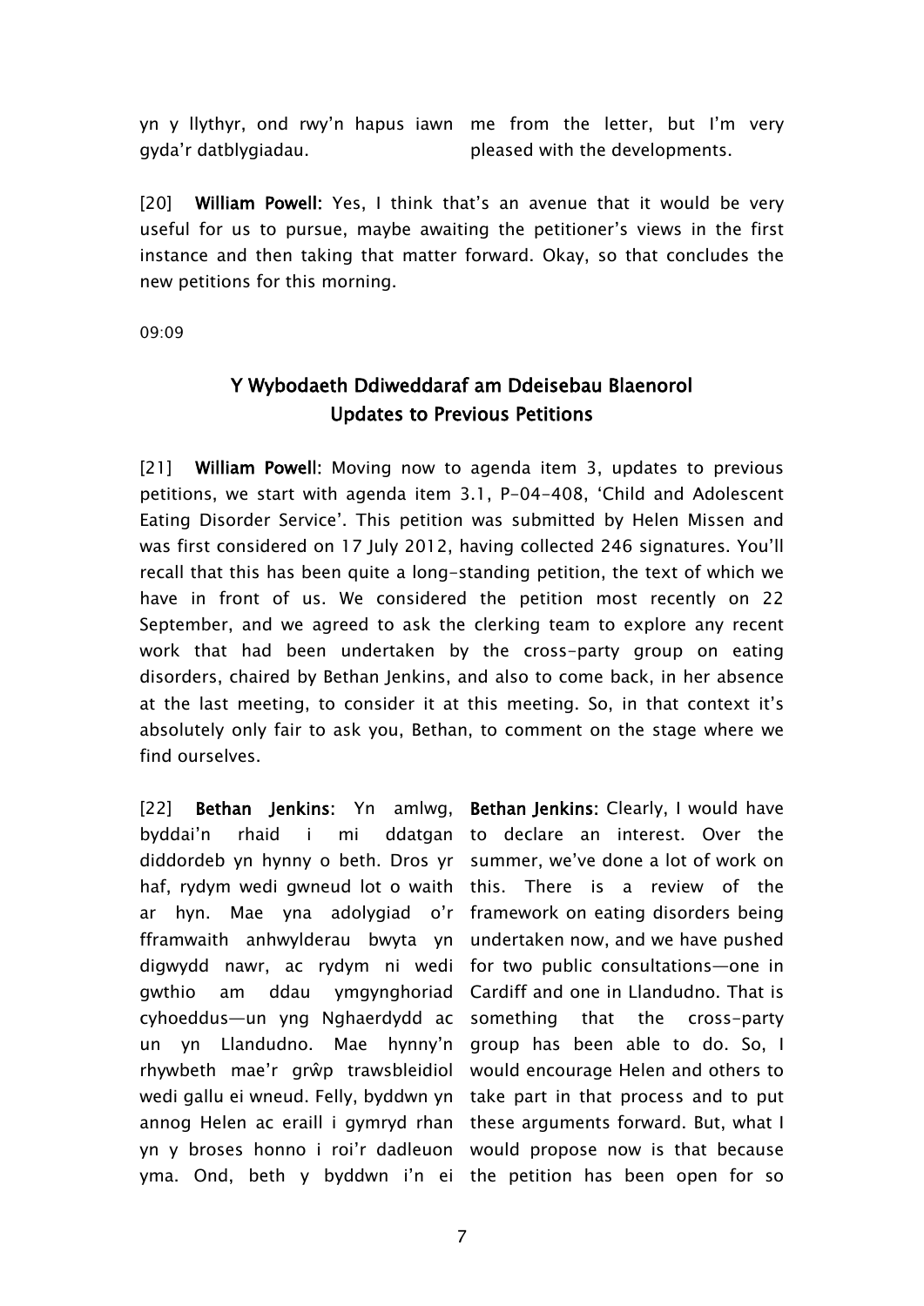yn y llythyr, ond rwy'n hapus iawn gyda'r datblygiadau. me from the letter, but I'm very pleased with the developments.

[20] **William Powell:** Yes, I think that's an avenue that it would be very useful for us to pursue, maybe awaiting the petitioner's views in the first instance and then taking that matter forward. Okay, so that concludes the new petitions for this morning.

09:09

## Y Wybodaeth Ddiweddaraf am Ddeisebau Blaenorol
## Updates to Previous Petitions

[21] **William Powell:** Moving now to agenda item 3, updates to previous petitions, we start with agenda item 3.1, P-04-408, 'Child and Adolescent Eating Disorder Service'. This petition was submitted by Helen Missen and was first considered on 17 July 2012, having collected 246 signatures. You'll recall that this has been quite a long-standing petition, the text of which we have in front of us. We considered the petition most recently on 22 September, and we agreed to ask the clerking team to explore any recent work that had been undertaken by the cross-party group on eating disorders, chaired by Bethan Jenkins, and also to come back, in her absence at the last meeting, to consider it at this meeting. So, in that context it's absolutely only fair to ask you, Bethan, to comment on the stage where we find ourselves.

[22] **Bethan Jenkins:** Yn amlwg, byddai'n rhaid i mi ddatgan diddordeb yn hynny o beth. Dros yr haf, rydym wedi gwneud lot o waith ar hyn. Mae yna adolygiad o'r fframwaith anhwylderau bwyta yn digwydd nawr, ac rydym ni wedi gwthio am ddau ymgynghoriad cyhoeddus—un yng Nghaerdydd ac un yn Llandudno. Mae hynny'n rhywbeth mae'r grŵp trawsbleidiol wedi gallu ei wneud. Felly, byddwn yn annog Helen ac eraill i gymryd rhan yn y broses honno i roi'r dadleuon yma. Ond, beth y byddwn i'n ei

**Bethan Jenkins:** Clearly, I would have to declare an interest. Over the summer, we've done a lot of work on this. There is a review of the framework on eating disorders being undertaken now, and we have pushed for two public consultations—one in Cardiff and one in Llandudno. That is something that the cross-party group has been able to do. So, I would encourage Helen and others to take part in that process and to put these arguments forward. But, what I would propose now is that because the petition has been open for so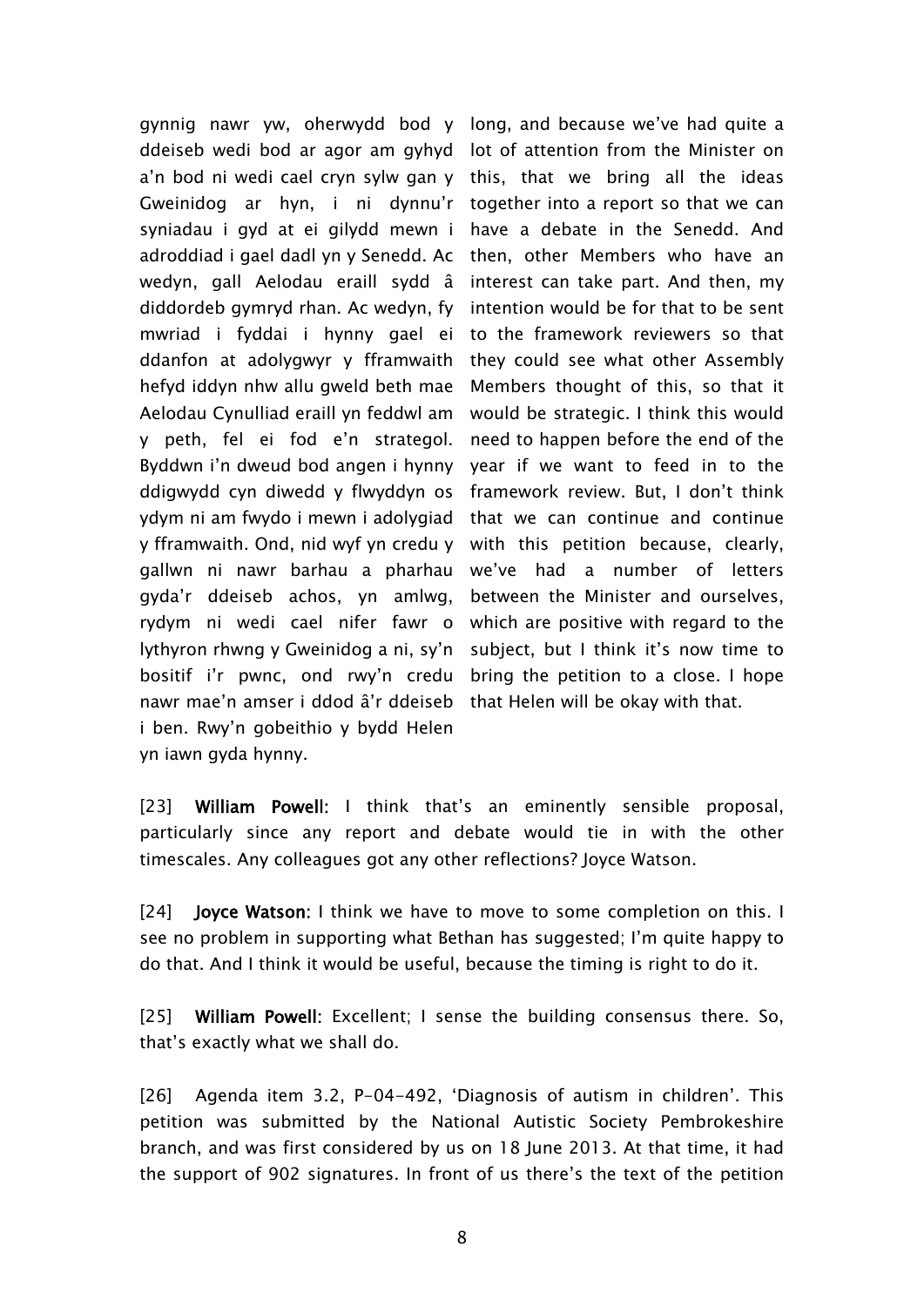| | |
|---|---|
| gynnig nawr yw, oherwydd bod y ddeiseb wedi bod ar agor am gyhyd a'n bod ni wedi cael cryn sylw gan y Gweinidog ar hyn, i ni dynnu'r syniadau i gyd at ei gilydd mewn i adroddiad i gael dadl yn y Senedd. Ac wedyn, gall Aelodau eraill sydd â diddordeb gymryd rhan. Ac wedyn, fy mwriad i fyddai i hynny gael ei ddanfon at adolygwyr y fframwaith hefyd iddyn nhw allu gweld beth mae Aelodau Cynulliad eraill yn feddwl am y peth, fel ei fod e'n strategol. Byddwn i'n dweud bod angen i hynny ddigwydd cyn diwedd y flwyddyn os ydym ni am fwydo i mewn i adolygiad y fframwaith. Ond, nid wyf yn credu y gallwn ni nawr barhau a pharhau gyda'r ddeiseb achos, yn amlwg, rydym ni wedi cael nifer fawr o lythyron rhwng y Gweinidog a ni, sy'n bositif i'r pwnc, ond rwy'n credu nawr mae'n amser i ddod â'r ddeiseb i ben. Rwy'n gobeithio y bydd Helen yn iawn gyda hynny. | long, and because we've had quite a lot of attention from the Minister on this, that we bring all the ideas together into a report so that we can have a debate in the Senedd. And then, other Members who have an interest can take part. And then, my intention would be for that to be sent to the framework reviewers so that they could see what other Assembly Members thought of this, so that it would be strategic. I think this would need to happen before the end of the year if we want to feed in to the framework review. But, I don't think that we can continue and continue with this petition because, clearly, we've had a number of letters between the Minister and ourselves, which are positive with regard to the subject, but I think it's now time to bring the petition to a close. I hope that Helen will be okay with that. |

[23] **William Powell**: I think that's an eminently sensible proposal, particularly since any report and debate would tie in with the other timescales. Any colleagues got any other reflections? Joyce Watson.

[24] **Joyce Watson**: I think we have to move to some completion on this. I see no problem in supporting what Bethan has suggested; I'm quite happy to do that. And I think it would be useful, because the timing is right to do it.

[25] **William Powell**: Excellent; I sense the building consensus there. So, that's exactly what we shall do.

[26] Agenda item 3.2, P-04-492, 'Diagnosis of autism in children'. This petition was submitted by the National Autistic Society Pembrokeshire branch, and was first considered by us on 18 June 2013. At that time, it had the support of 902 signatures. In front of us there's the text of the petition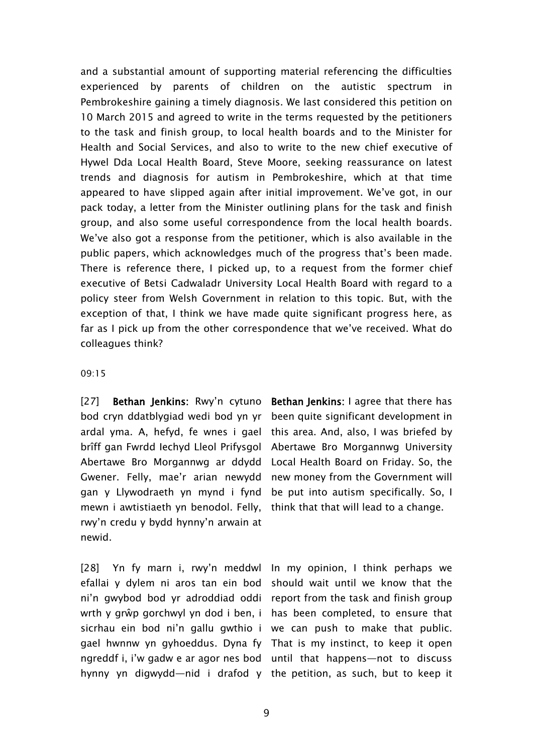and a substantial amount of supporting material referencing the difficulties experienced by parents of children on the autistic spectrum in Pembrokeshire gaining a timely diagnosis. We last considered this petition on 10 March 2015 and agreed to write in the terms requested by the petitioners to the task and finish group, to local health boards and to the Minister for Health and Social Services, and also to write to the new chief executive of Hywel Dda Local Health Board, Steve Moore, seeking reassurance on latest trends and diagnosis for autism in Pembrokeshire, which at that time appeared to have slipped again after initial improvement. We've got, in our pack today, a letter from the Minister outlining plans for the task and finish group, and also some useful correspondence from the local health boards. We've also got a response from the petitioner, which is also available in the public papers, which acknowledges much of the progress that's been made. There is reference there, I picked up, to a request from the former chief executive of Betsi Cadwaladr University Local Health Board with regard to a policy steer from Welsh Government in relation to this topic. But, with the exception of that, I think we have made quite significant progress here, as far as I pick up from the other correspondence that we've received. What do colleagues think?

09:15

[27] **Bethan Jenkins:** Rwy'n cytuno bod cryn ddatblygiad wedi bod yn yr ardal yma. A, hefyd, fe wnes i gael brîff gan Fwrdd Iechyd Lleol Prifysgol Abertawe Bro Morgannwg ar ddydd Gwener. Felly, mae'r arian newydd gan y Llywodraeth yn mynd i fynd mewn i awtistiaeth yn benodol. Felly, rwy'n credu y bydd hynny'n arwain at newid.

**Bethan Jenkins:** I agree that there has been quite significant development in this area. And, also, I was briefed by Abertawe Bro Morgannwg University Local Health Board on Friday. So, the new money from the Government will be put into autism specifically. So, I think that that will lead to a change.

[28] Yn fy marn i, rwy'n meddwl efallai y dylem ni aros tan ein bod ni'n gwybod bod yr adroddiad oddi wrth y grŵp gorchwyl yn dod i ben, i sicrhau ein bod ni'n gallu gwthio i gael hwnnw yn gyhoeddus. Dyna fy ngreddf i, i'w gadw e ar agor nes bod hynny yn digwydd—nid i drafod y

In my opinion, I think perhaps we should wait until we know that the report from the task and finish group has been completed, to ensure that we can push to make that public. That is my instinct, to keep it open until that happens—not to discuss the petition, as such, but to keep it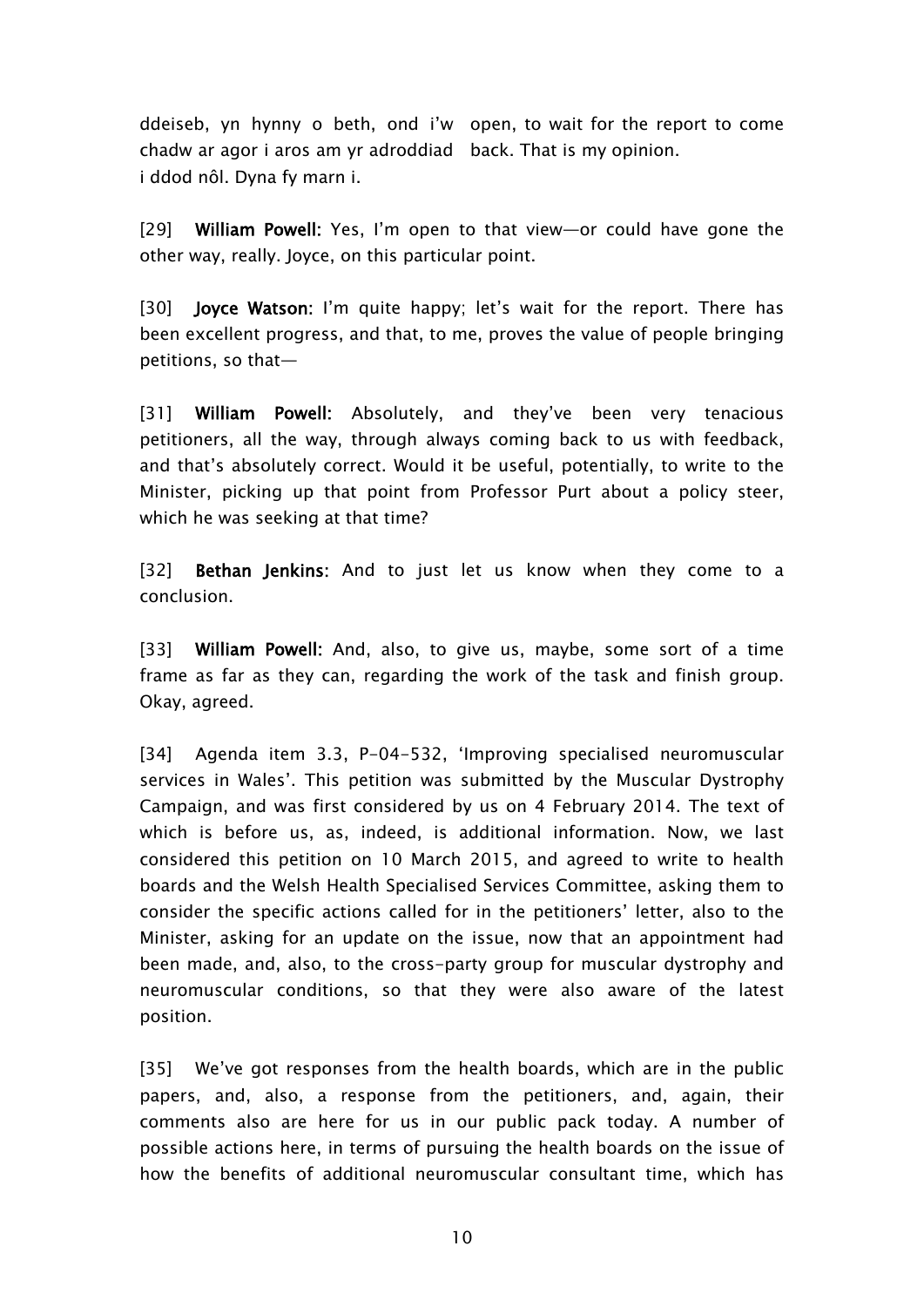ddeiseb, yn hynny o beth, ond i'w chadw ar agor i aros am yr adroddiad i ddod nôl. Dyna fy marn i.

open, to wait for the report to come back. That is my opinion.

[29] **William Powell:** Yes, I'm open to that view—or could have gone the other way, really. Joyce, on this particular point.

[30] **Joyce Watson:** I'm quite happy; let's wait for the report. There has been excellent progress, and that, to me, proves the value of people bringing petitions, so that—

[31] **William Powell:** Absolutely, and they've been very tenacious petitioners, all the way, through always coming back to us with feedback, and that's absolutely correct. Would it be useful, potentially, to write to the Minister, picking up that point from Professor Purt about a policy steer, which he was seeking at that time?

[32] **Bethan Jenkins:** And to just let us know when they come to a conclusion.

[33] **William Powell:** And, also, to give us, maybe, some sort of a time frame as far as they can, regarding the work of the task and finish group. Okay, agreed.

[34] Agenda item 3.3, P-04-532, 'Improving specialised neuromuscular services in Wales'. This petition was submitted by the Muscular Dystrophy Campaign, and was first considered by us on 4 February 2014. The text of which is before us, as, indeed, is additional information. Now, we last considered this petition on 10 March 2015, and agreed to write to health boards and the Welsh Health Specialised Services Committee, asking them to consider the specific actions called for in the petitioners' letter, also to the Minister, asking for an update on the issue, now that an appointment had been made, and, also, to the cross-party group for muscular dystrophy and neuromuscular conditions, so that they were also aware of the latest position.

[35] We've got responses from the health boards, which are in the public papers, and, also, a response from the petitioners, and, again, their comments also are here for us in our public pack today. A number of possible actions here, in terms of pursuing the health boards on the issue of how the benefits of additional neuromuscular consultant time, which has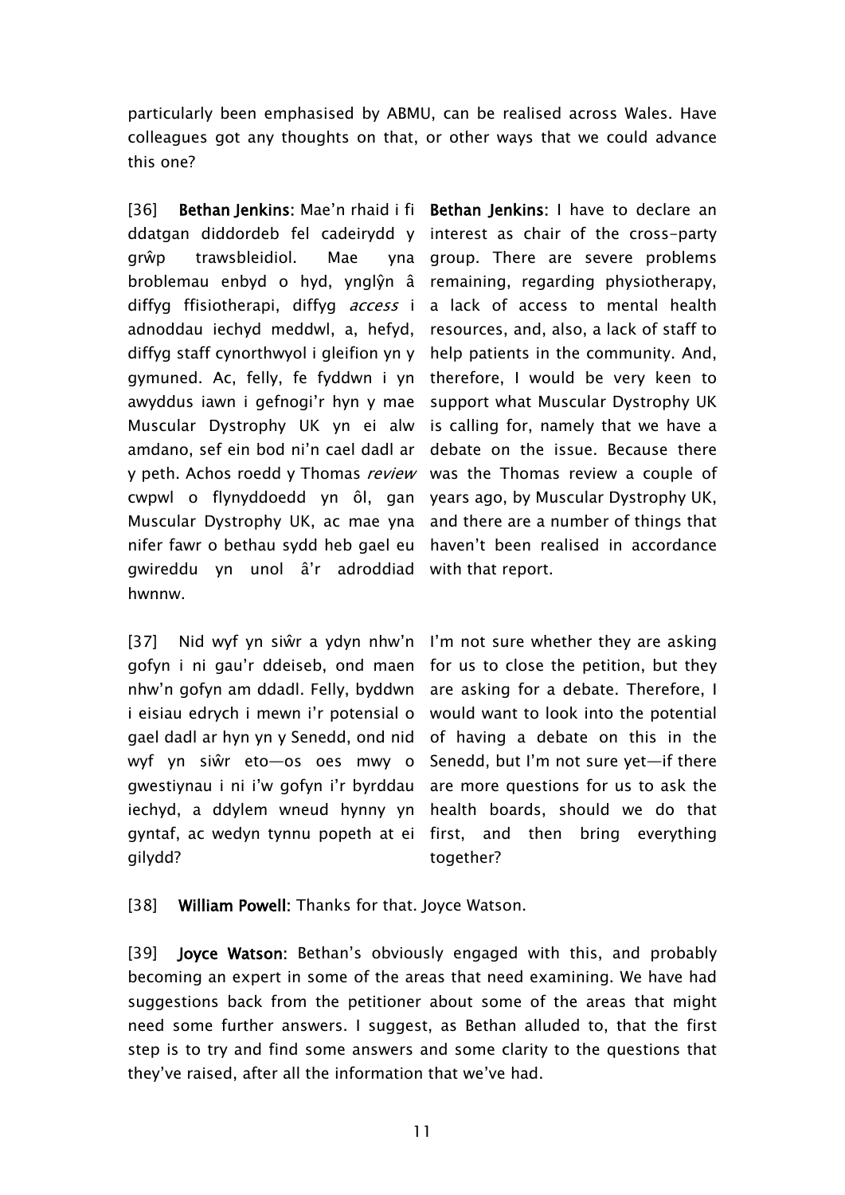particularly been emphasised by ABMU, can be realised across Wales. Have colleagues got any thoughts on that, or other ways that we could advance this one?

| | |
|---|---|
| [36] **Bethan Jenkins**: Mae'n rhaid i fi ddatgan diddordeb fel cadeirydd y grŵp trawsbleidiol. Mae yna broblemau enbyd o hyd, ynglŷn â diffyg ffisiotherapi, diffyg *access* i adnoddau iechyd meddwl, a, hefyd, diffyg staff cynorthwyol i gleifion yn y gymuned. Ac, felly, fe fyddwn i yn awyddus iawn i gefnogi'r hyn y mae Muscular Dystrophy UK yn ei alw amdano, sef ein bod ni'n cael dadl ar y peth. Achos roedd y Thomas *review* cwpwl o flynyddoedd yn ôl, gan Muscular Dystrophy UK, ac mae yna nifer fawr o bethau sydd heb gael eu gwireddu yn unol â'r adroddiad hwnnw. | **Bethan Jenkins**: I have to declare an interest as chair of the cross-party group. There are severe problems remaining, regarding physiotherapy, a lack of access to mental health resources, and, also, a lack of staff to help patients in the community. And, therefore, I would be very keen to support what Muscular Dystrophy UK is calling for, namely that we have a debate on the issue. Because there was the Thomas review a couple of years ago, by Muscular Dystrophy UK, and there are a number of things that haven't been realised in accordance with that report. |
| [37] Nid wyf yn siŵr a ydyn nhw'n gofyn i ni gau'r ddeiseb, ond maen nhw'n gofyn am ddadl. Felly, byddwn i eisiau edrych i mewn i'r potensial o gael dadl ar hyn yn y Senedd, ond nid wyf yn siŵr eto—os oes mwy o gwestiynau i ni i'w gofyn i'r byrddau iechyd, a ddylem wneud hynny yn gyntaf, ac wedyn tynnu popeth at ei gilydd? | I'm not sure whether they are asking for us to close the petition, but they are asking for a debate. Therefore, I would want to look into the potential of having a debate on this in the Senedd, but I'm not sure yet—if there are more questions for us to ask the health boards, should we do that first, and then bring everything together? |

[38] **William Powell**: Thanks for that. Joyce Watson.

[39] **Joyce Watson**: Bethan's obviously engaged with this, and probably becoming an expert in some of the areas that need examining. We have had suggestions back from the petitioner about some of the areas that might need some further answers. I suggest, as Bethan alluded to, that the first step is to try and find some answers and some clarity to the questions that they've raised, after all the information that we've had.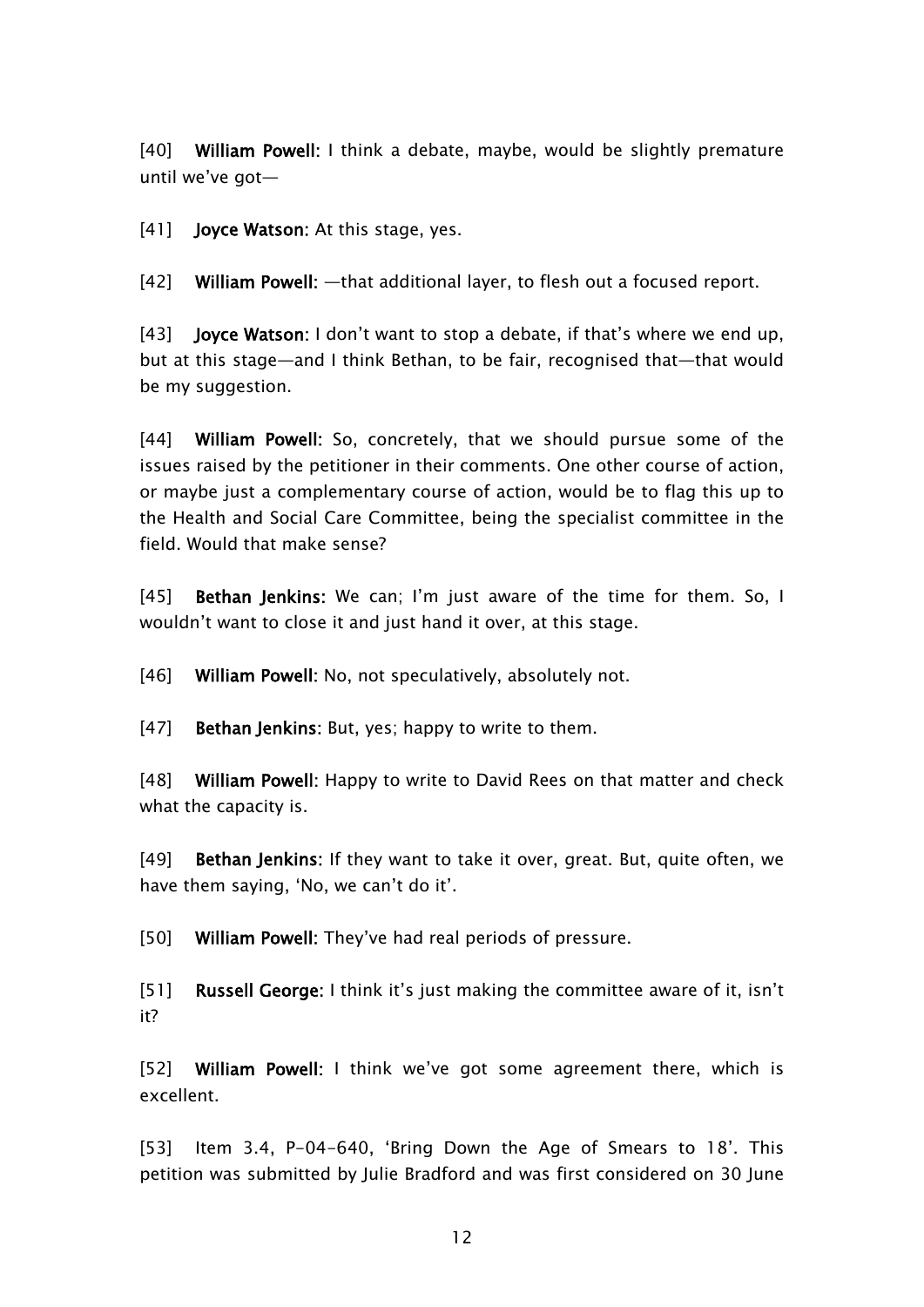[40] **William Powell:** I think a debate, maybe, would be slightly premature until we've got—

[41] **Joyce Watson:** At this stage, yes.

[42] **William Powell:** —that additional layer, to flesh out a focused report.

[43] **Joyce Watson:** I don't want to stop a debate, if that's where we end up, but at this stage—and I think Bethan, to be fair, recognised that—that would be my suggestion.

[44] **William Powell:** So, concretely, that we should pursue some of the issues raised by the petitioner in their comments. One other course of action, or maybe just a complementary course of action, would be to flag this up to the Health and Social Care Committee, being the specialist committee in the field. Would that make sense?

[45] **Bethan Jenkins:** We can; I'm just aware of the time for them. So, I wouldn't want to close it and just hand it over, at this stage.

[46] **William Powell:** No, not speculatively, absolutely not.

[47] **Bethan Jenkins:** But, yes; happy to write to them.

[48] **William Powell:** Happy to write to David Rees on that matter and check what the capacity is.

[49] **Bethan Jenkins:** If they want to take it over, great. But, quite often, we have them saying, 'No, we can't do it'.

[50] **William Powell:** They've had real periods of pressure.

[51] **Russell George:** I think it's just making the committee aware of it, isn't it?

[52] **William Powell:** I think we've got some agreement there, which is excellent.

[53] Item 3.4, P-04-640, 'Bring Down the Age of Smears to 18'. This petition was submitted by Julie Bradford and was first considered on 30 June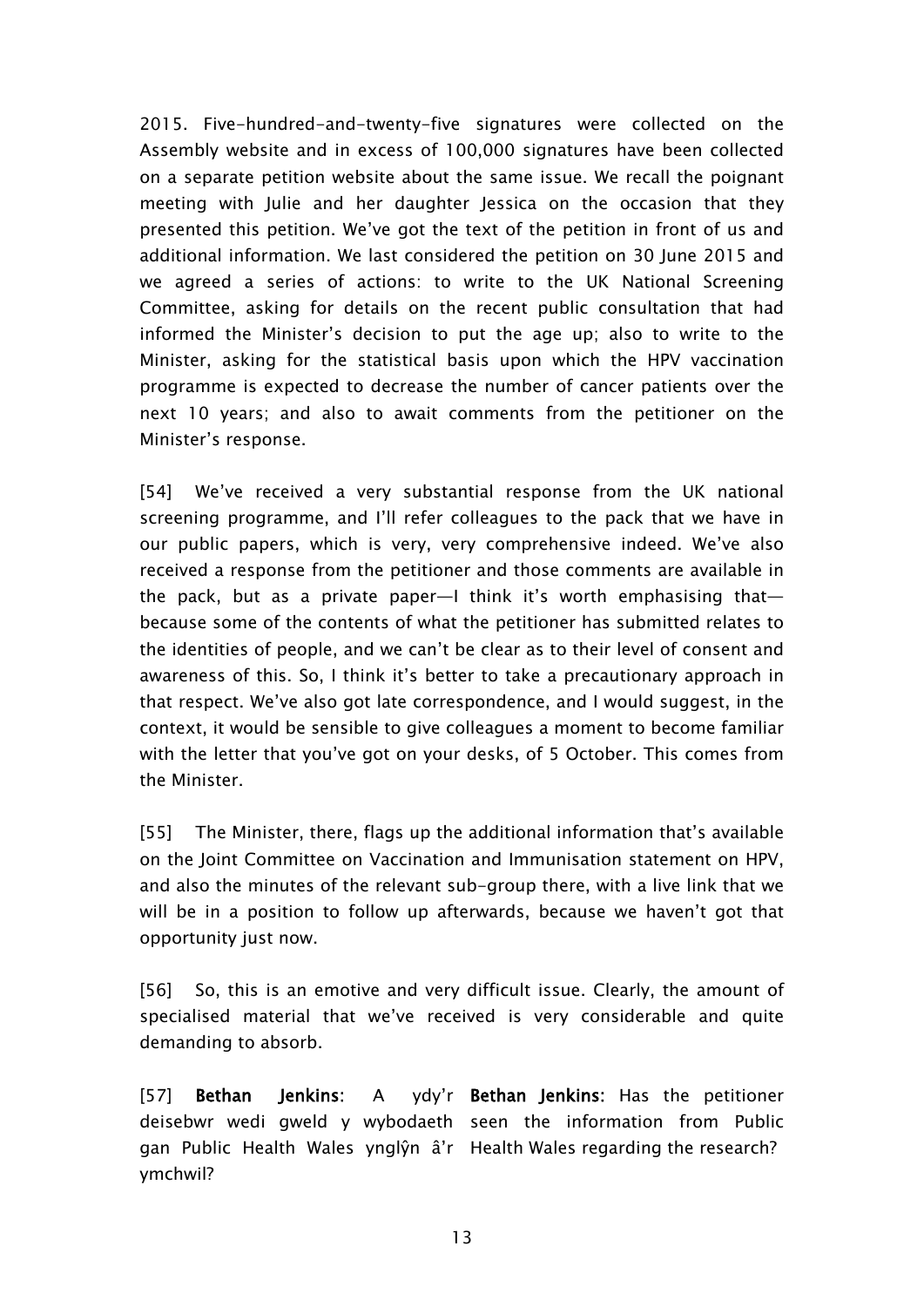2015. Five-hundred-and-twenty-five signatures were collected on the Assembly website and in excess of 100,000 signatures have been collected on a separate petition website about the same issue. We recall the poignant meeting with Julie and her daughter Jessica on the occasion that they presented this petition. We've got the text of the petition in front of us and additional information. We last considered the petition on 30 June 2015 and we agreed a series of actions: to write to the UK National Screening Committee, asking for details on the recent public consultation that had informed the Minister's decision to put the age up; also to write to the Minister, asking for the statistical basis upon which the HPV vaccination programme is expected to decrease the number of cancer patients over the next 10 years; and also to await comments from the petitioner on the Minister's response.

[54] We've received a very substantial response from the UK national screening programme, and I'll refer colleagues to the pack that we have in our public papers, which is very, very comprehensive indeed. We've also received a response from the petitioner and those comments are available in the pack, but as a private paper—I think it's worth emphasising that—because some of the contents of what the petitioner has submitted relates to the identities of people, and we can't be clear as to their level of consent and awareness of this. So, I think it's better to take a precautionary approach in that respect. We've also got late correspondence, and I would suggest, in the context, it would be sensible to give colleagues a moment to become familiar with the letter that you've got on your desks, of 5 October. This comes from the Minister.

[55] The Minister, there, flags up the additional information that's available on the Joint Committee on Vaccination and Immunisation statement on HPV, and also the minutes of the relevant sub-group there, with a live link that we will be in a position to follow up afterwards, because we haven't got that opportunity just now.

[56] So, this is an emotive and very difficult issue. Clearly, the amount of specialised material that we've received is very considerable and quite demanding to absorb.

| | |
|---|---|
| [57] **Bethan Jenkins**: A ydy'r deisebwr wedi gweld y wybodaeth gan Public Health Wales ynglŷn â'r ymchwil? | **Bethan Jenkins**: Has the petitioner seen the information from Public Health Wales regarding the research? |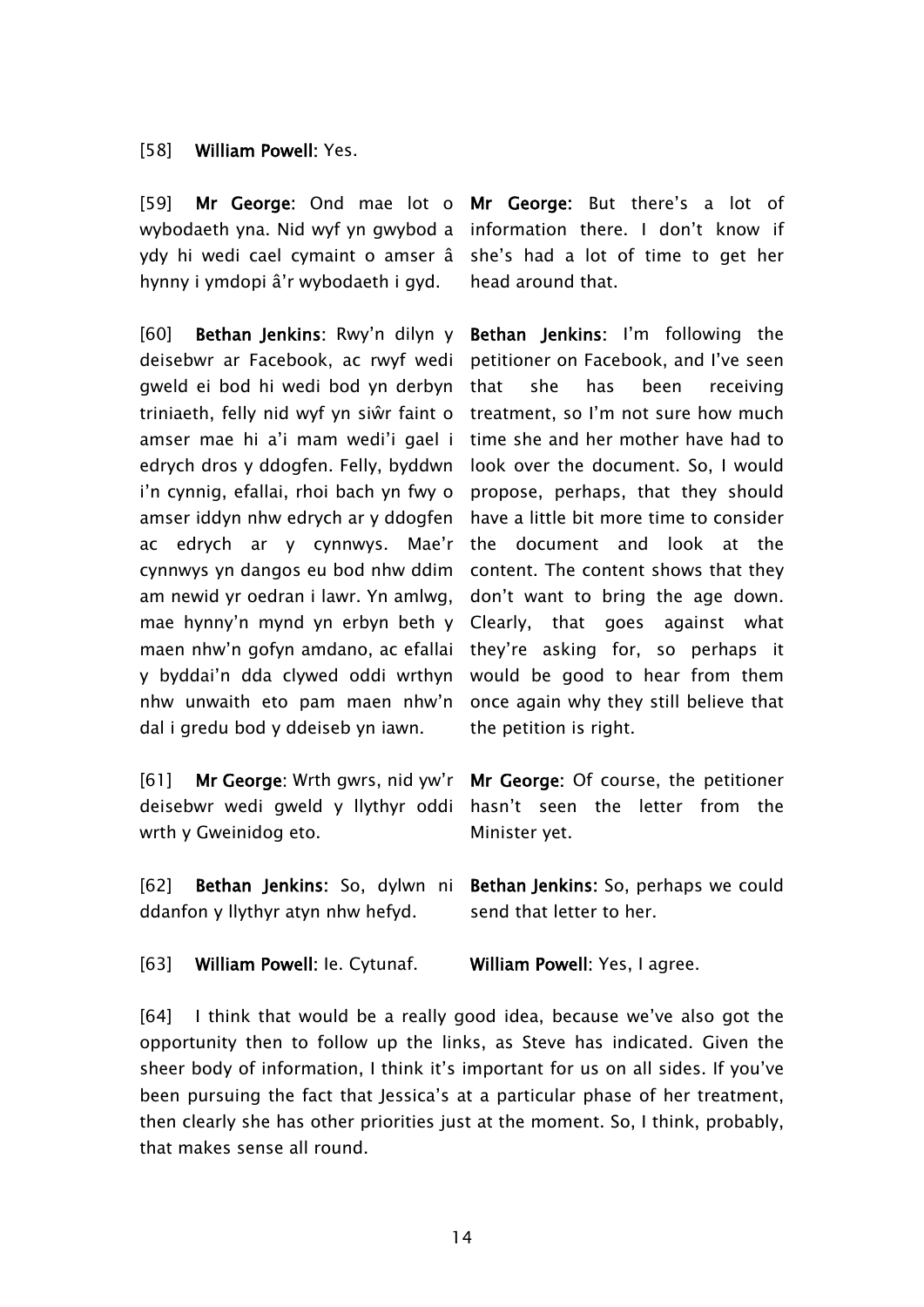[58] **William Powell**: Yes.

| | |
|---|---|
| [59] **Mr George**: Ond mae lot o wybodaeth yna. Nid wyf yn gwybod a ydy hi wedi cael cymaint o amser â hynny i ymdopi â'r wybodaeth i gyd. | **Mr George**: But there's a lot of information there. I don't know if she's had a lot of time to get her head around that. |
| [60] **Bethan Jenkins**: Rwy'n dilyn y deisebwr ar Facebook, ac rwyf wedi gweld ei bod hi wedi bod yn derbyn triniaeth, felly nid wyf yn siŵr faint o amser mae hi a'i mam wedi'i gael i edrych dros y ddogfen. Felly, byddwn i'n cynnig, efallai, rhoi bach yn fwy o amser iddyn nhw edrych ar y ddogfen ac edrych ar y cynnwys. Mae'r cynnwys yn dangos eu bod nhw ddim am newid yr oedran i lawr. Yn amlwg, mae hynny'n mynd yn erbyn beth y maen nhw'n gofyn amdano, ac efallai y byddai'n dda clywed oddi wrthyn nhw unwaith eto pam maen nhw'n dal i gredu bod y ddeiseb yn iawn. | **Bethan Jenkins**: I'm following the petitioner on Facebook, and I've seen that she has been receiving treatment, so I'm not sure how much time she and her mother have had to look over the document. So, I would propose, perhaps, that they should have a little bit more time to consider the document and look at the content. The content shows that they don't want to bring the age down. Clearly, that goes against what they're asking for, so perhaps it would be good to hear from them once again why they still believe that the petition is right. |
| [61] **Mr George**: Wrth gwrs, nid yw'r deisebwr wedi gweld y llythyr oddi wrth y Gweinidog eto. | **Mr George**: Of course, the petitioner hasn't seen the letter from the Minister yet. |
| [62] **Bethan Jenkins**: So, dylwn ni ddanfon y llythyr atyn nhw hefyd. | **Bethan Jenkins**: So, perhaps we could send that letter to her. |
| [63] **William Powell**: Ie. Cytunaf. | **William Powell**: Yes, I agree. |

[64] I think that would be a really good idea, because we've also got the opportunity then to follow up the links, as Steve has indicated. Given the sheer body of information, I think it's important for us on all sides. If you've been pursuing the fact that Jessica's at a particular phase of her treatment, then clearly she has other priorities just at the moment. So, I think, probably, that makes sense all round.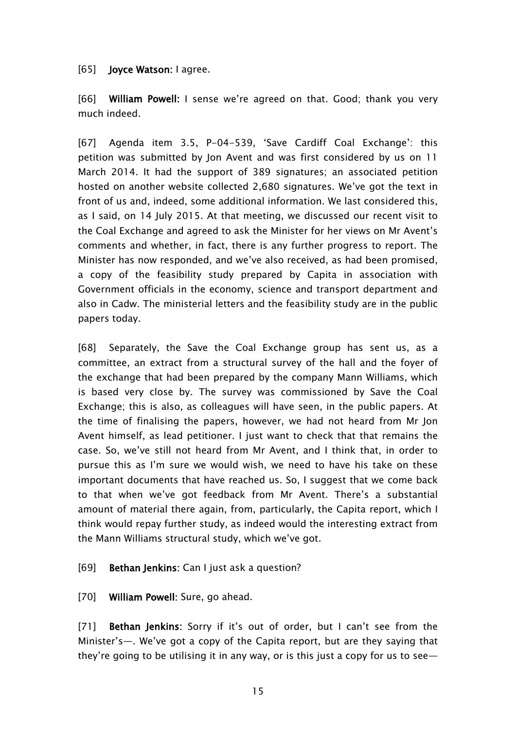[65] **Joyce Watson:** I agree.

[66] **William Powell:** I sense we're agreed on that. Good; thank you very much indeed.

[67] Agenda item 3.5, P-04-539, 'Save Cardiff Coal Exchange': this petition was submitted by Jon Avent and was first considered by us on 11 March 2014. It had the support of 389 signatures; an associated petition hosted on another website collected 2,680 signatures. We've got the text in front of us and, indeed, some additional information. We last considered this, as I said, on 14 July 2015. At that meeting, we discussed our recent visit to the Coal Exchange and agreed to ask the Minister for her views on Mr Avent's comments and whether, in fact, there is any further progress to report. The Minister has now responded, and we've also received, as had been promised, a copy of the feasibility study prepared by Capita in association with Government officials in the economy, science and transport department and also in Cadw. The ministerial letters and the feasibility study are in the public papers today.

[68] Separately, the Save the Coal Exchange group has sent us, as a committee, an extract from a structural survey of the hall and the foyer of the exchange that had been prepared by the company Mann Williams, which is based very close by. The survey was commissioned by Save the Coal Exchange; this is also, as colleagues will have seen, in the public papers. At the time of finalising the papers, however, we had not heard from Mr Jon Avent himself, as lead petitioner. I just want to check that that remains the case. So, we've still not heard from Mr Avent, and I think that, in order to pursue this as I'm sure we would wish, we need to have his take on these important documents that have reached us. So, I suggest that we come back to that when we've got feedback from Mr Avent. There's a substantial amount of material there again, from, particularly, the Capita report, which I think would repay further study, as indeed would the interesting extract from the Mann Williams structural study, which we've got.

[69] **Bethan Jenkins:** Can I just ask a question?

[70] **William Powell:** Sure, go ahead.

[71] **Bethan Jenkins:** Sorry if it's out of order, but I can't see from the Minister's—. We've got a copy of the Capita report, but are they saying that they're going to be utilising it in any way, or is this just a copy for us to see—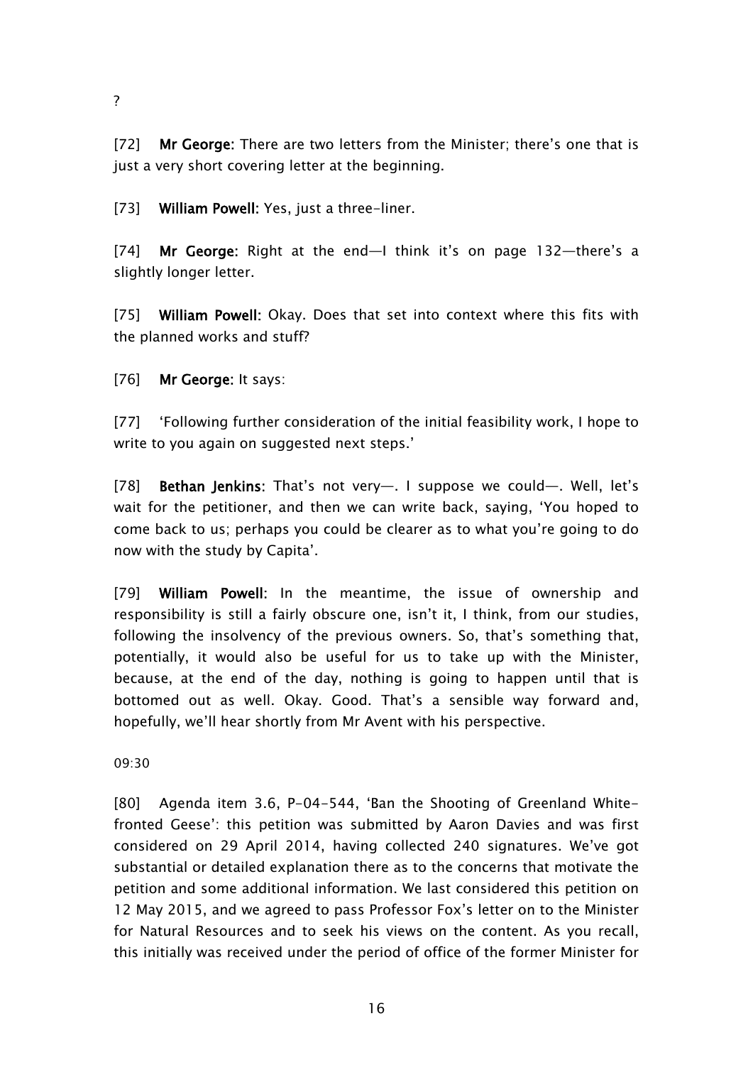?

[72] **Mr George:** There are two letters from the Minister; there's one that is just a very short covering letter at the beginning.

[73] **William Powell:** Yes, just a three-liner.

[74] **Mr George:** Right at the end—I think it's on page 132—there's a slightly longer letter.

[75] **William Powell:** Okay. Does that set into context where this fits with the planned works and stuff?

[76] **Mr George:** It says:

[77] 'Following further consideration of the initial feasibility work, I hope to write to you again on suggested next steps.'

[78] **Bethan Jenkins:** That's not very—. I suppose we could—. Well, let's wait for the petitioner, and then we can write back, saying, 'You hoped to come back to us; perhaps you could be clearer as to what you're going to do now with the study by Capita'.

[79] **William Powell:** In the meantime, the issue of ownership and responsibility is still a fairly obscure one, isn't it, I think, from our studies, following the insolvency of the previous owners. So, that's something that, potentially, it would also be useful for us to take up with the Minister, because, at the end of the day, nothing is going to happen until that is bottomed out as well. Okay. Good. That's a sensible way forward and, hopefully, we'll hear shortly from Mr Avent with his perspective.

09:30

[80] Agenda item 3.6, P-04-544, 'Ban the Shooting of Greenland White-fronted Geese': this petition was submitted by Aaron Davies and was first considered on 29 April 2014, having collected 240 signatures. We've got substantial or detailed explanation there as to the concerns that motivate the petition and some additional information. We last considered this petition on 12 May 2015, and we agreed to pass Professor Fox's letter on to the Minister for Natural Resources and to seek his views on the content. As you recall, this initially was received under the period of office of the former Minister for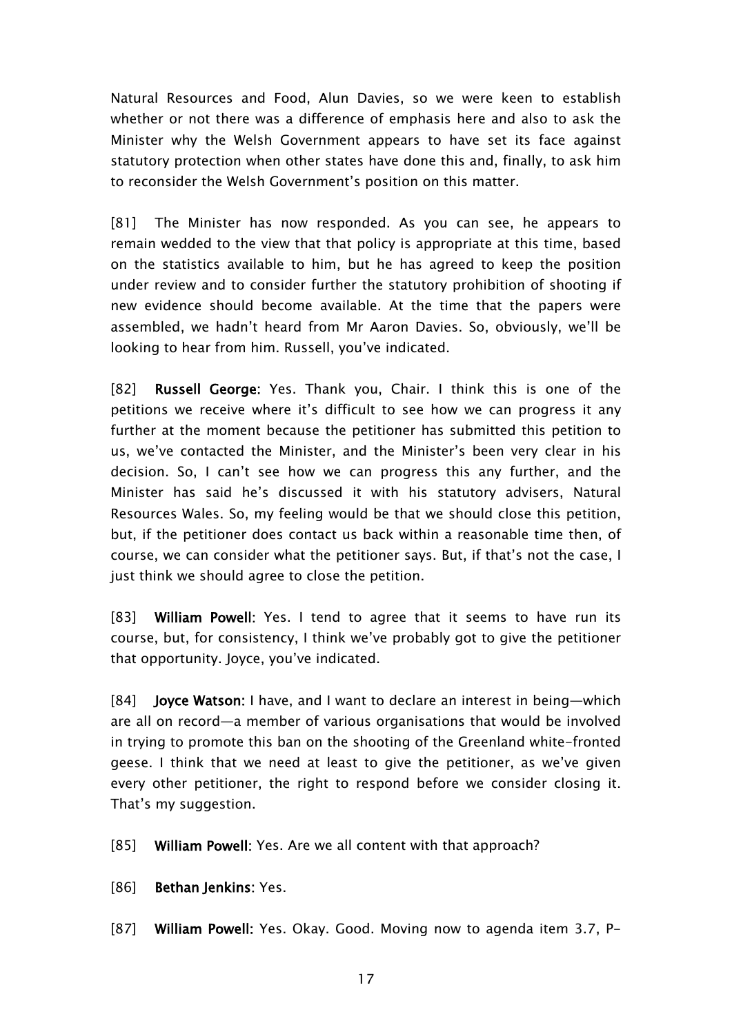Natural Resources and Food, Alun Davies, so we were keen to establish whether or not there was a difference of emphasis here and also to ask the Minister why the Welsh Government appears to have set its face against statutory protection when other states have done this and, finally, to ask him to reconsider the Welsh Government's position on this matter.

[81] The Minister has now responded. As you can see, he appears to remain wedded to the view that that policy is appropriate at this time, based on the statistics available to him, but he has agreed to keep the position under review and to consider further the statutory prohibition of shooting if new evidence should become available. At the time that the papers were assembled, we hadn't heard from Mr Aaron Davies. So, obviously, we'll be looking to hear from him. Russell, you've indicated.

[82] **Russell George**: Yes. Thank you, Chair. I think this is one of the petitions we receive where it's difficult to see how we can progress it any further at the moment because the petitioner has submitted this petition to us, we've contacted the Minister, and the Minister's been very clear in his decision. So, I can't see how we can progress this any further, and the Minister has said he's discussed it with his statutory advisers, Natural Resources Wales. So, my feeling would be that we should close this petition, but, if the petitioner does contact us back within a reasonable time then, of course, we can consider what the petitioner says. But, if that's not the case, I just think we should agree to close the petition.

[83] **William Powell**: Yes. I tend to agree that it seems to have run its course, but, for consistency, I think we've probably got to give the petitioner that opportunity. Joyce, you've indicated.

[84] **Joyce Watson:** I have, and I want to declare an interest in being—which are all on record—a member of various organisations that would be involved in trying to promote this ban on the shooting of the Greenland white-fronted geese. I think that we need at least to give the petitioner, as we've given every other petitioner, the right to respond before we consider closing it. That's my suggestion.

[85] **William Powell**: Yes. Are we all content with that approach?

[86] **Bethan Jenkins**: Yes.

[87] **William Powell**: Yes. Okay. Good. Moving now to agenda item 3.7, P-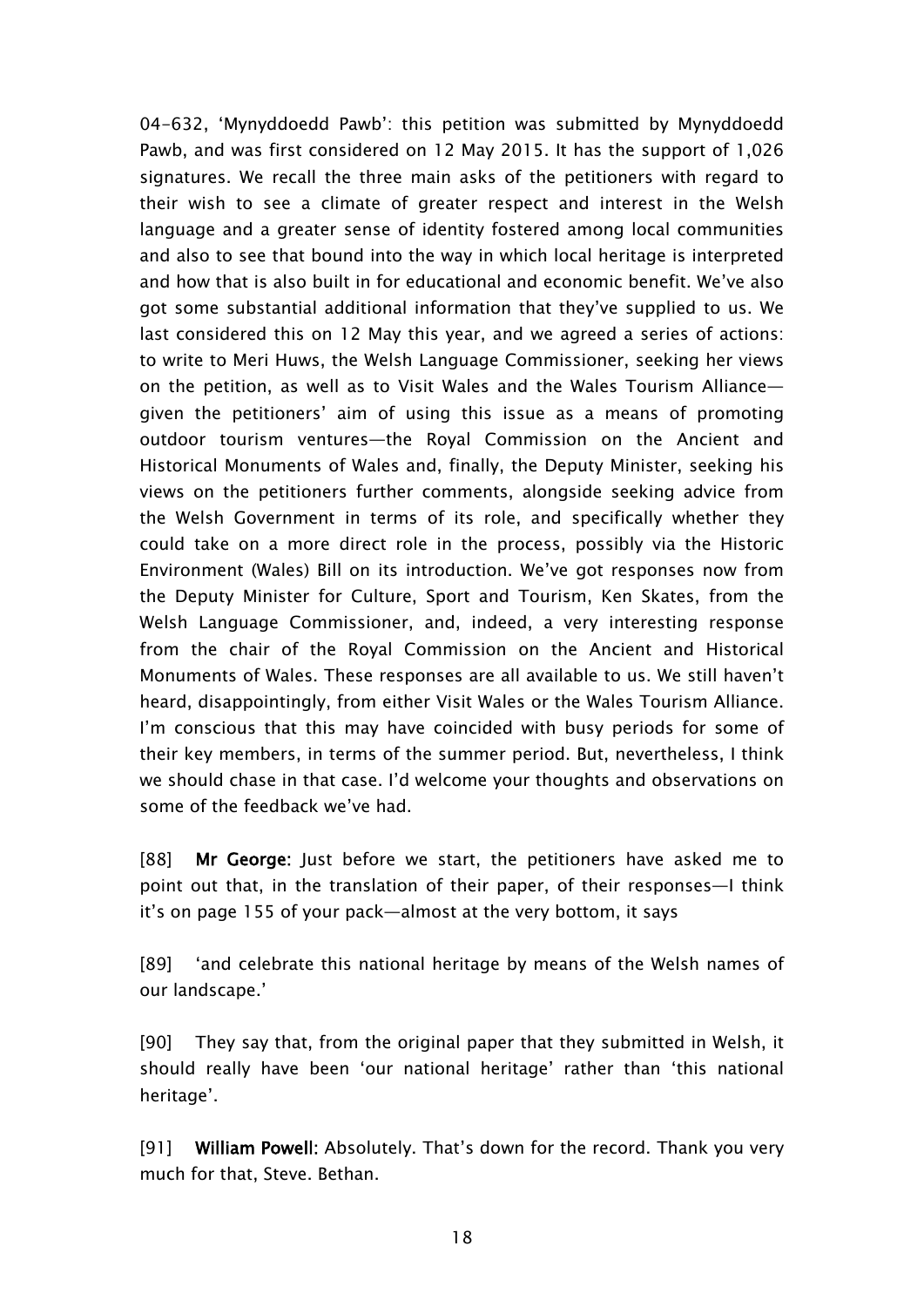04-632, 'Mynyddoedd Pawb': this petition was submitted by Mynyddoedd Pawb, and was first considered on 12 May 2015. It has the support of 1,026 signatures. We recall the three main asks of the petitioners with regard to their wish to see a climate of greater respect and interest in the Welsh language and a greater sense of identity fostered among local communities and also to see that bound into the way in which local heritage is interpreted and how that is also built in for educational and economic benefit. We've also got some substantial additional information that they've supplied to us. We last considered this on 12 May this year, and we agreed a series of actions: to write to Meri Huws, the Welsh Language Commissioner, seeking her views on the petition, as well as to Visit Wales and the Wales Tourism Alliance—given the petitioners' aim of using this issue as a means of promoting outdoor tourism ventures—the Royal Commission on the Ancient and Historical Monuments of Wales and, finally, the Deputy Minister, seeking his views on the petitioners further comments, alongside seeking advice from the Welsh Government in terms of its role, and specifically whether they could take on a more direct role in the process, possibly via the Historic Environment (Wales) Bill on its introduction. We've got responses now from the Deputy Minister for Culture, Sport and Tourism, Ken Skates, from the Welsh Language Commissioner, and, indeed, a very interesting response from the chair of the Royal Commission on the Ancient and Historical Monuments of Wales. These responses are all available to us. We still haven't heard, disappointingly, from either Visit Wales or the Wales Tourism Alliance. I'm conscious that this may have coincided with busy periods for some of their key members, in terms of the summer period. But, nevertheless, I think we should chase in that case. I'd welcome your thoughts and observations on some of the feedback we've had.

[88] **Mr George**: Just before we start, the petitioners have asked me to point out that, in the translation of their paper, of their responses—I think it's on page 155 of your pack—almost at the very bottom, it says

[89] 'and celebrate this national heritage by means of the Welsh names of our landscape.'

[90] They say that, from the original paper that they submitted in Welsh, it should really have been 'our national heritage' rather than 'this national heritage'.

[91] **William Powell**: Absolutely. That's down for the record. Thank you very much for that, Steve. Bethan.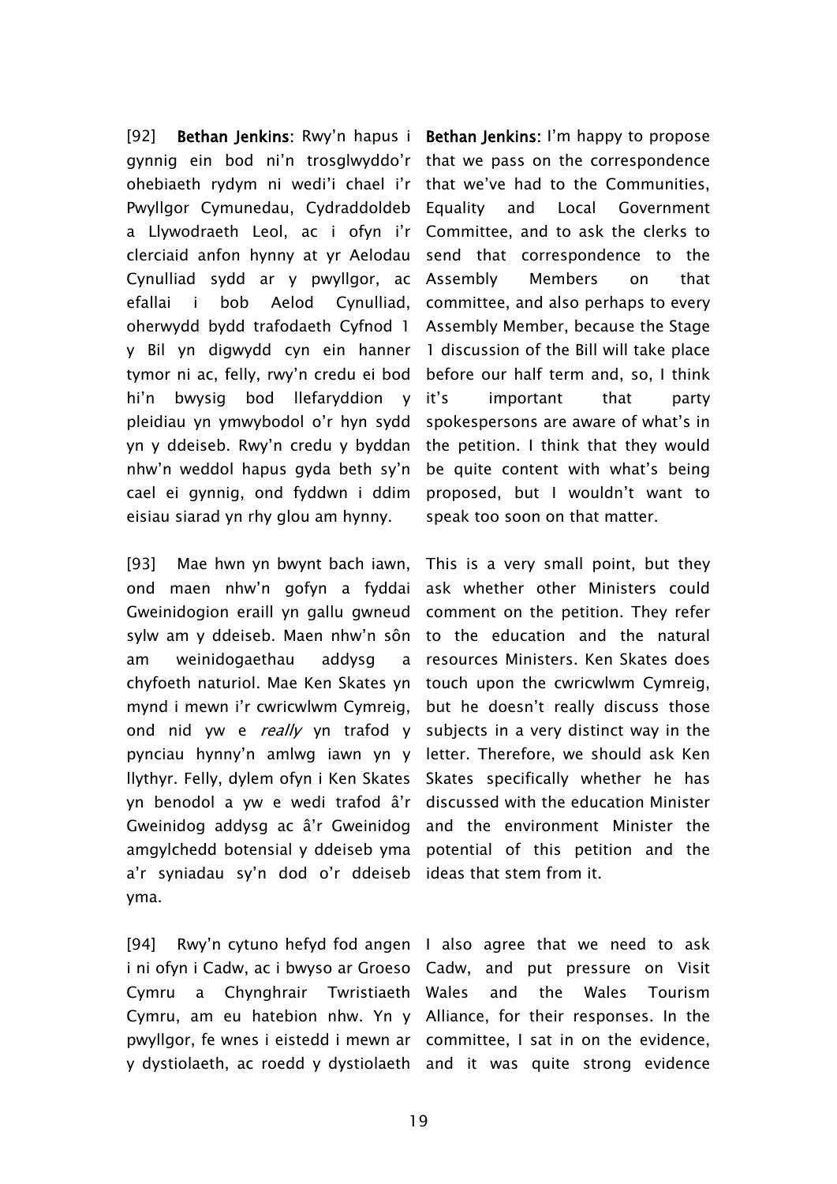[92] **Bethan Jenkins:** Rwy'n hapus i gynnig ein bod ni'n trosglwyddo'r ohebiaeth rydym ni wedi'i chael i'r Pwyllgor Cymunedau, Cydraddoldeb a Llywodraeth Leol, ac i ofyn i'r clerciaid anfon hynny at yr Aelodau Cynulliad sydd ar y pwyllgor, ac efallai i bob Aelod Cynulliad, oherwydd bydd trafodaeth Cyfnod 1 y Bil yn digwydd cyn ein hanner tymor ni ac, felly, rwy'n credu ei bod hi'n bwysig bod llefaryddion y pleidiau yn ymwybodol o'r hyn sydd yn y ddeiseb. Rwy'n credu y byddan nhw'n weddol hapus gyda beth sy'n cael ei gynnig, ond fyddwn i ddim eisiau siarad yn rhy glou am hynny.

**Bethan Jenkins:** I'm happy to propose that we pass on the correspondence that we've had to the Communities, Equality and Local Government Committee, and to ask the clerks to send that correspondence to the Assembly Members on that committee, and also perhaps to every Assembly Member, because the Stage 1 discussion of the Bill will take place before our half term and, so, I think it's important that party spokespersons are aware of what's in the petition. I think that they would be quite content with what's being proposed, but I wouldn't want to speak too soon on that matter.

[93] Mae hwn yn bwynt bach iawn, ond maen nhw'n gofyn a fyddai Gweinidogion eraill yn gallu gwneud sylw am y ddeiseb. Maen nhw'n sôn am weinidogaethau addysg a chyfoeth naturiol. Mae Ken Skates yn mynd i mewn i'r cwricwlwm Cymreig, ond nid yw e *really* yn trafod y pynciau hynny'n amlwg iawn yn y llythyr. Felly, dylem ofyn i Ken Skates yn benodol a yw e wedi trafod â'r Gweinidog addysg ac â'r Gweinidog amgylchedd botensial y ddeiseb yma a'r syniadau sy'n dod o'r ddeiseb yma.

This is a very small point, but they ask whether other Ministers could comment on the petition. They refer to the education and the natural resources Ministers. Ken Skates does touch upon the cwricwlwm Cymreig, but he doesn't really discuss those subjects in a very distinct way in the letter. Therefore, we should ask Ken Skates specifically whether he has discussed with the education Minister and the environment Minister the potential of this petition and the ideas that stem from it.

[94] Rwy'n cytuno hefyd fod angen i ni ofyn i Cadw, ac i bwyso ar Groeso Cymru a Chynghrair Twristiaeth Cymru, am eu hatebion nhw. Yn y pwyllgor, fe wnes i eistedd i mewn ar y dystiolaeth, ac roedd y dystiolaeth

I also agree that we need to ask Cadw, and put pressure on Visit Wales and the Wales Tourism Alliance, for their responses. In the committee, I sat in on the evidence, and it was quite strong evidence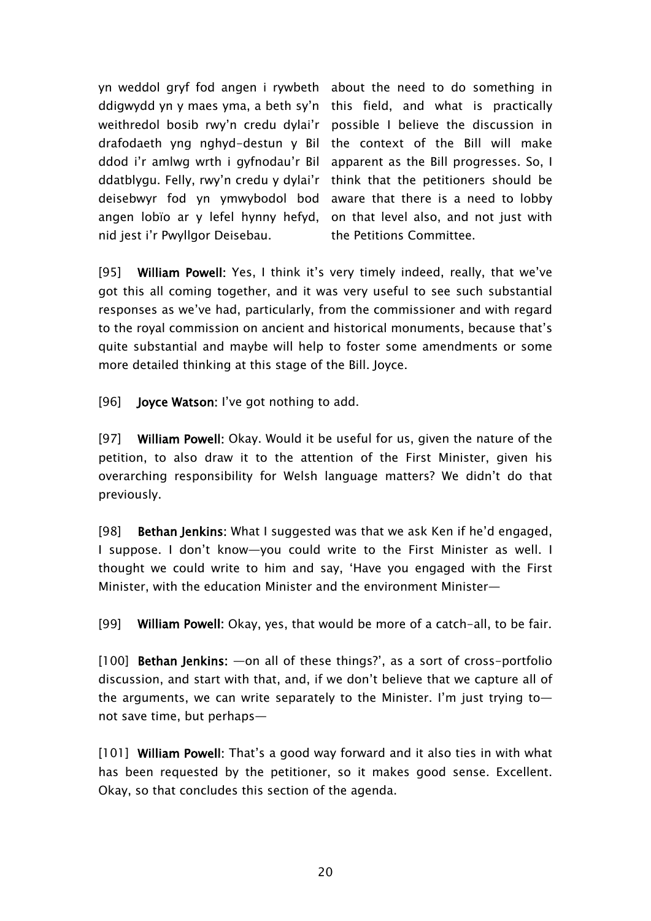| | |
|---|---|
| yn weddol gryf fod angen i rywbeth ddigwydd yn y maes yma, a beth sy'n weithredol bosib rwy'n credu dylai'r drafodaeth yng nghyd-destun y Bil ddod i'r amlwg wrth i gyfnodau'r Bil ddatblygu. Felly, rwy'n credu y dylai'r deisebwyr fod yn ymwybodol bod angen lobïo ar y lefel hynny hefyd, nid jest i'r Pwyllgor Deisebau. | about the need to do something in this field, and what is practically possible I believe the discussion in the context of the Bill will make apparent as the Bill progresses. So, I think that the petitioners should be aware that there is a need to lobby on that level also, and not just with the Petitions Committee. |

[95] **William Powell:** Yes, I think it's very timely indeed, really, that we've got this all coming together, and it was very useful to see such substantial responses as we've had, particularly, from the commissioner and with regard to the royal commission on ancient and historical monuments, because that's quite substantial and maybe will help to foster some amendments or some more detailed thinking at this stage of the Bill. Joyce.

[96] **Joyce Watson:** I've got nothing to add.

[97] **William Powell:** Okay. Would it be useful for us, given the nature of the petition, to also draw it to the attention of the First Minister, given his overarching responsibility for Welsh language matters? We didn't do that previously.

[98] **Bethan Jenkins:** What I suggested was that we ask Ken if he'd engaged, I suppose. I don't know—you could write to the First Minister as well. I thought we could write to him and say, 'Have you engaged with the First Minister, with the education Minister and the environment Minister—

[99] **William Powell:** Okay, yes, that would be more of a catch-all, to be fair.

[100] **Bethan Jenkins:** —on all of these things?', as a sort of cross-portfolio discussion, and start with that, and, if we don't believe that we capture all of the arguments, we can write separately to the Minister. I'm just trying to—not save time, but perhaps—

[101] **William Powell:** That's a good way forward and it also ties in with what has been requested by the petitioner, so it makes good sense. Excellent. Okay, so that concludes this section of the agenda.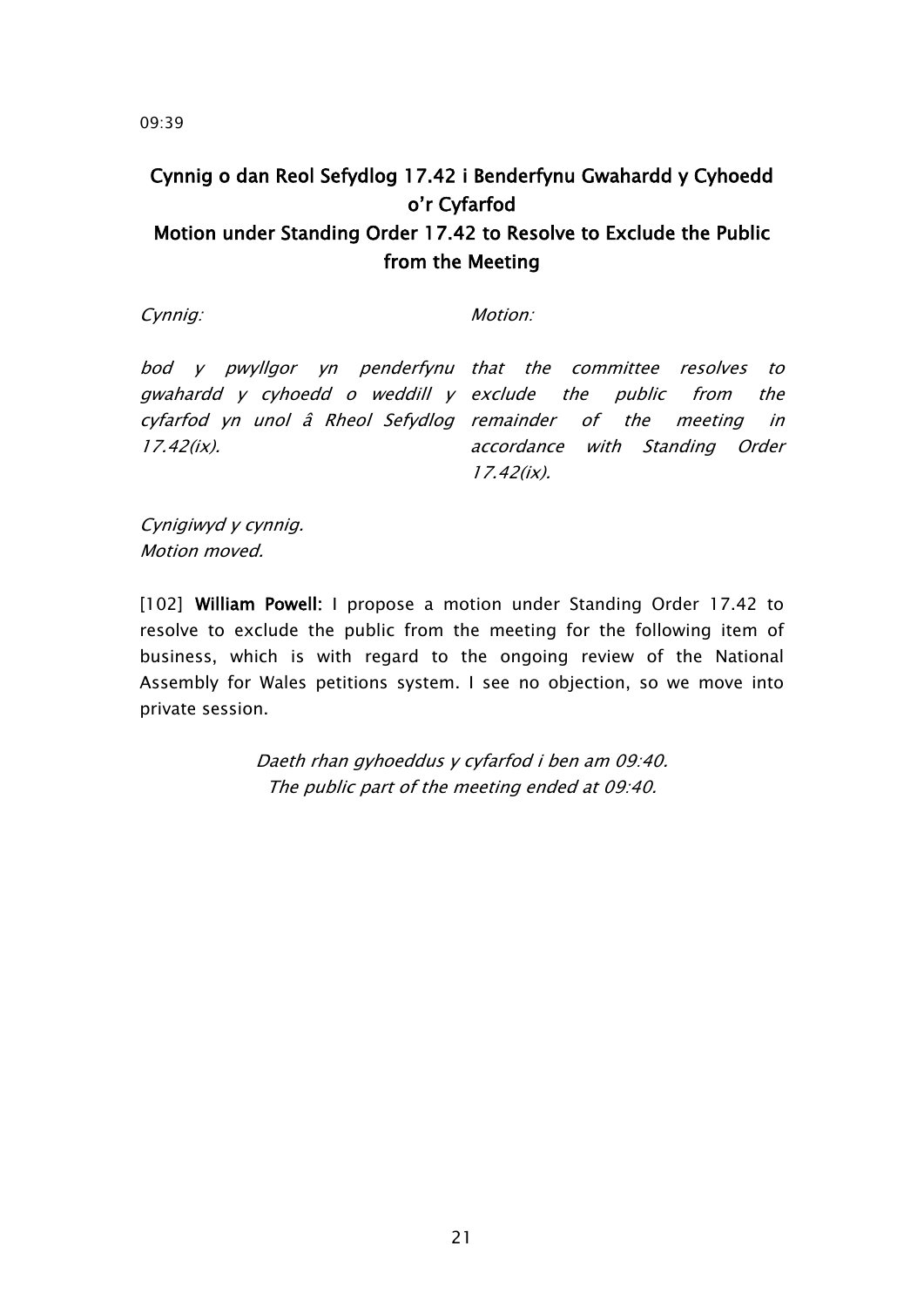09:39

## Cynnig o dan Reol Sefydlog 17.42 i Benderfynu Gwahardd y Cyhoedd o'r Cyfarfod
## Motion under Standing Order 17.42 to Resolve to Exclude the Public from the Meeting

*Cynnig:*

*bod y pwyllgor yn penderfynu gwahardd y cyhoedd o weddill y cyfarfod yn unol â Rheol Sefydlog 17.42(ix).*

*Motion:*

*that the committee resolves to exclude the public from the remainder of the meeting in accordance with Standing Order 17.42(ix).*

*Cynigiwyd y cynnig.*
*Motion moved.*

[102] **William Powell:** I propose a motion under Standing Order 17.42 to resolve to exclude the public from the meeting for the following item of business, which is with regard to the ongoing review of the National Assembly for Wales petitions system. I see no objection, so we move into private session.

*Daeth rhan gyhoeddus y cyfarfod i ben am 09:40.*
*The public part of the meeting ended at 09:40.*